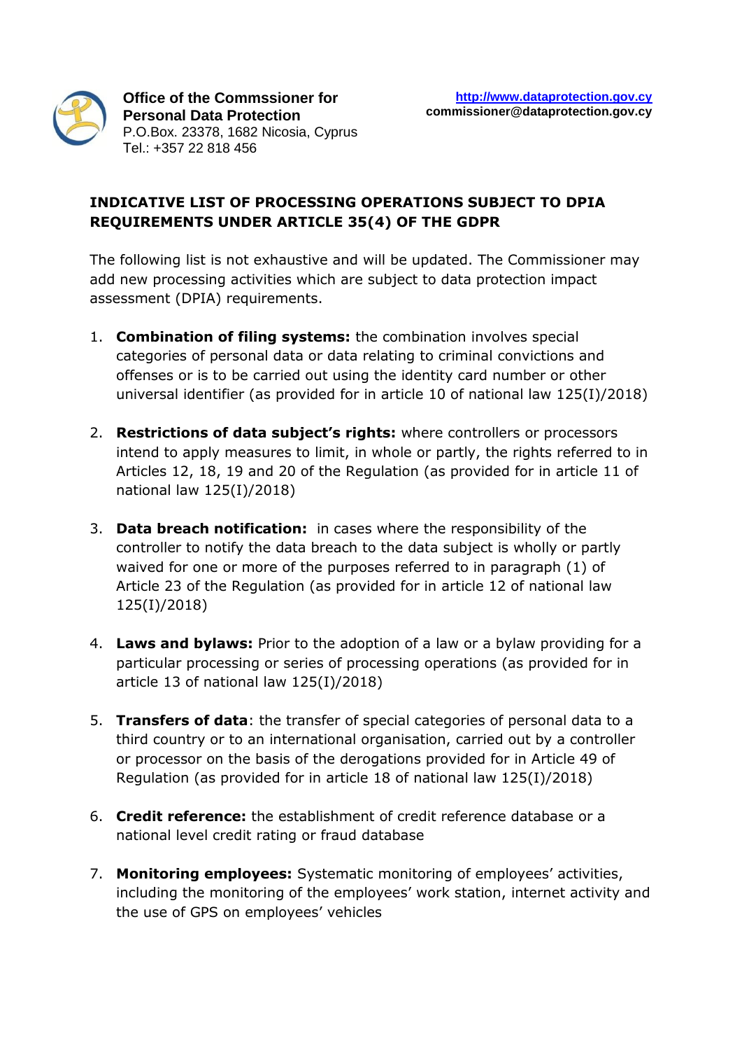**Office of the Commssioner for Personal Data Protection**
P.O.Box. 23378, 1682 Nicosia, Cyprus
Tel.: +357 22 818 456

**http://www.dataprotection.gov.cy**
**commissioner@dataprotection.gov.cy**

## INDICATIVE LIST OF PROCESSING OPERATIONS SUBJECT TO DPIA REQUIREMENTS UNDER ARTICLE 35(4) OF THE GDPR

The following list is not exhaustive and will be updated. The Commissioner may add new processing activities which are subject to data protection impact assessment (DPIA) requirements.

1. **Combination of filing systems:** the combination involves special categories of personal data or data relating to criminal convictions and offenses or is to be carried out using the identity card number or other universal identifier (as provided for in article 10 of national law 125(I)/2018)

2. **Restrictions of data subject's rights:** where controllers or processors intend to apply measures to limit, in whole or partly, the rights referred to in Articles 12, 18, 19 and 20 of the Regulation (as provided for in article 11 of national law 125(I)/2018)

3. **Data breach notification:** in cases where the responsibility of the controller to notify the data breach to the data subject is wholly or partly waived for one or more of the purposes referred to in paragraph (1) of Article 23 of the Regulation (as provided for in article 12 of national law 125(I)/2018)

4. **Laws and bylaws:** Prior to the adoption of a law or a bylaw providing for a particular processing or series of processing operations (as provided for in article 13 of national law 125(I)/2018)

5. **Transfers of data**: the transfer of special categories of personal data to a third country or to an international organisation, carried out by a controller or processor on the basis of the derogations provided for in Article 49 of Regulation (as provided for in article 18 of national law 125(I)/2018)

6. **Credit reference:** the establishment of credit reference database or a national level credit rating or fraud database

7. **Monitoring employees:** Systematic monitoring of employees' activities, including the monitoring of the employees' work station, internet activity and the use of GPS on employees' vehicles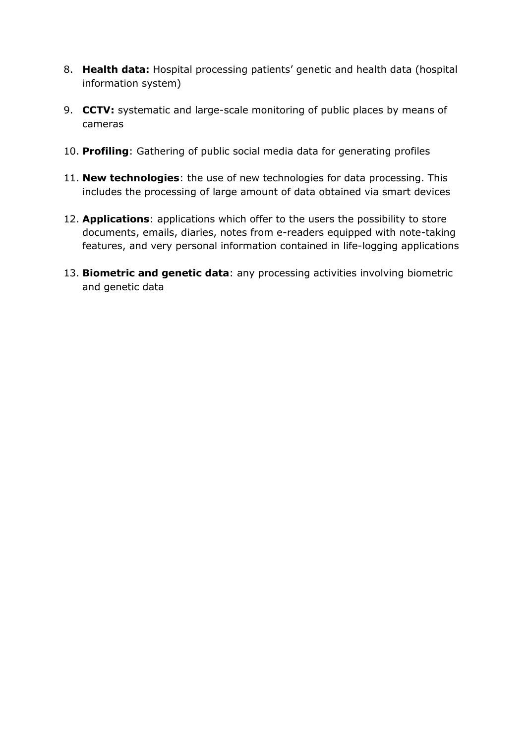8. **Health data:** Hospital processing patients' genetic and health data (hospital information system)

9. **CCTV:** systematic and large-scale monitoring of public places by means of cameras

10. **Profiling**: Gathering of public social media data for generating profiles

11. **New technologies**: the use of new technologies for data processing. This includes the processing of large amount of data obtained via smart devices

12. **Applications**: applications which offer to the users the possibility to store documents, emails, diaries, notes from e-readers equipped with note-taking features, and very personal information contained in life-logging applications

13. **Biometric and genetic data**: any processing activities involving biometric and genetic data